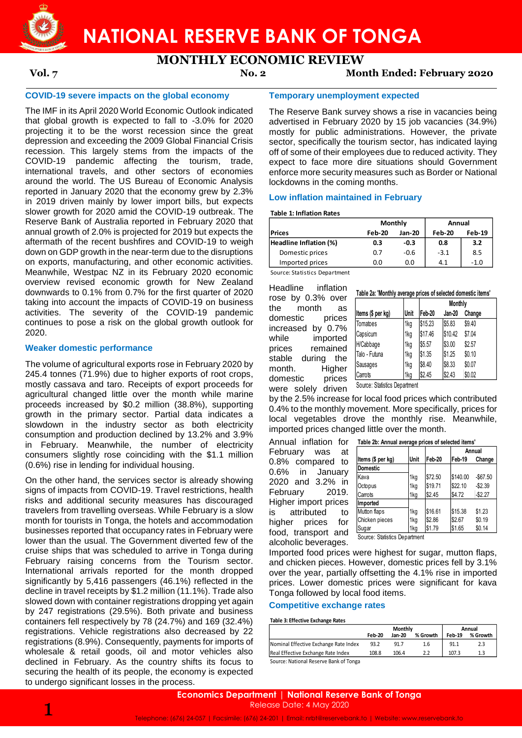# NATIONAL RESERVE BANK OF TONGA

## MONTHLY ECONOMIC REVIEW

**Vol. 7** **No. 2** **Month Ended: February 2020**

### COVID-19 severe impacts on the global economy

The IMF in its April 2020 World Economic Outlook indicated that global growth is expected to fall to -3.0% for 2020 projecting it to be the worst recession since the great depression and exceeding the 2009 Global Financial Crisis recession. This largely stems from the impacts of the COVID-19 pandemic affecting the tourism, trade, international travels, and other sectors of economies around the world. The US Bureau of Economic Analysis reported in January 2020 that the economy grew by 2.3% in 2019 driven mainly by lower import bills, but expects slower growth for 2020 amid the COVID-19 outbreak. The Reserve Bank of Australia reported in February 2020 that annual growth of 2.0% is projected for 2019 but expects the aftermath of the recent bushfires and COVID-19 to weigh down on GDP growth in the near-term due to the disruptions on exports, manufacturing, and other economic activities. Meanwhile, Westpac NZ in its February 2020 economic overview revised economic growth for New Zealand downwards to 0.1% from 0.7% for the first quarter of 2020 taking into account the impacts of COVID-19 on business activities. The severity of the COVID-19 pandemic continues to pose a risk on the global growth outlook for 2020.

### Weaker domestic performance

The volume of agricultural exports rose in February 2020 by 245.4 tonnes (71.9%) due to higher exports of root crops, mostly cassava and taro. Receipts of export proceeds for agricultural changed little over the month while marine proceeds increased by $0.2 million (38.8%), supporting growth in the primary sector. Partial data indicates a slowdown in the industry sector as both electricity consumption and production declined by 13.2% and 3.9% in February. Meanwhile, the number of electricity consumers slightly rose coinciding with the $1.1 million (0.6%) rise in lending for individual housing.

On the other hand, the services sector is already showing signs of impacts from COVID-19. Travel restrictions, health risks and additional security measures has discouraged travelers from travelling overseas. While February is a slow month for tourists in Tonga, the hotels and accommodation businesses reported that occupancy rates in February were lower than the usual. The Government diverted few of the cruise ships that was scheduled to arrive in Tonga during February raising concerns from the Tourism sector. International arrivals reported for the month dropped significantly by 5,416 passengers (46.1%) reflected in the decline in travel receipts by $1.2 million (11.1%). Trade also slowed down with container registrations dropping yet again by 247 registrations (29.5%). Both private and business containers fell respectively by 78 (24.7%) and 169 (32.4%) registrations. Vehicle registrations also decreased by 22 registrations (8.9%). Consequently, payments for imports of wholesale & retail goods, oil and motor vehicles also declined in February. As the country shifts its focus to securing the health of its people, the economy is expected to undergo significant losses in the process.

### Temporary unemployment expected

The Reserve Bank survey shows a rise in vacancies being advertised in February 2020 by 15 job vacancies (34.9%) mostly for public administrations. However, the private sector, specifically the tourism sector, has indicated laying off of some of their employees due to reduced activity. They expect to face more dire situations should Government enforce more security measures such as Border or National lockdowns in the coming months.

### Low inflation maintained in February

**Table 1: Inflation Rates**

| | Monthly | | Annual | |
|---|---|---|---|---|
| **Prices** | **Feb-20** | **Jan-20** | **Feb-20** | **Feb-19** |
| **Headline Inflation (%)** | **0.3** | **-0.3** | **0.8** | **3.2** |
| Domestic prices | 0.7 | -0.6 | -3.1 | 8.5 |
| Imported prices | 0.0 | 0.0 | 4.1 | -1.0 |

Source: Statistics Department

Headline inflation rose by 0.3% over the month as domestic prices increased by 0.7% while imported prices remained stable during the month. Higher domestic prices were solely driven by the 2.5% increase for local food prices which contributed 0.4% to the monthly movement. More specifically, prices for local vegetables drove the monthly rise. Meanwhile, imported prices changed little over the month.

**Table 2a: 'Monthly average prices of selected domestic items'**

| | | Monthly | | |
|---|---|---|---|---|
| **Items ($ per kg)** | **Unit** | **Feb-20** | **Jan-20** | **Change** |
| Tomatoes | 1kg | $15.23 | $5.83 | $9.40 |
| Capsicum | 1kg | $17.46 | $10.42 | $7.04 |
| H/Cabbage | 1kg | $5.57 | $3.00 | $2.57 |
| Talo - Futuna | 1kg | $1.35 | $1.25 | $0.10 |
| Sausages | 1kg | $8.40 | $8.33 | $0.07 |
| Carrots | 1kg | $2.45 | $2.43 | $0.02 |

Source: Statistics Department

Annual inflation for February was at 0.8% compared to 0.6% in January 2020 and 3.2% in February 2019. Higher import prices is attributed to higher prices for food, transport and alcoholic beverages. Imported food prices were highest for sugar, mutton flaps, and chicken pieces. However, domestic prices fell by 3.1% over the year, partially offsetting the 4.1% rise in imported prices. Lower domestic prices were significant for kava Tonga followed by local food items.

**Table 2b: Annual average prices of selected items'**

| | | | Annual | |
|---|---|---|---|---|
| **Items ($ per kg)** | **Unit** | **Feb-20** | **Feb-19** | **Change** |
| **Domestic** | | | | |
| Kava | 1kg | $72.50 | $140.00 | -$67.50 |
| Octopus | 1kg | $19.71 | $22.10 | -$2.39 |
| Carrots | 1kg | $2.45 | $4.72 | -$2.27 |
| **Imported** | | | | |
| Mutton flaps | 1kg | $16.61 | $15.38 | $1.23 |
| Chicken pieces | 1kg | $2.86 | $2.67 | $0.19 |
| Sugar | 1kg | $1.79 | $1.65 | $0.14 |

Source: Statistics Department

### Competitive exchange rates

**Table 3: Effective Exchange Rates**

| | Monthly | | | Annual | |
|---|---|---|---|---|---|
| | **Feb-20** | **Jan-20** | **% Growth** | **Feb-19** | **% Growth** |
| Nominal Effective Exchange Rate Index | 93.2 | 91.7 | 1.6 | 91.1 | 2.3 |
| Real Effective Exchange Rate Index | 108.8 | 106.4 | 2.2 | 107.3 | 1.3 |

Source: National Reserve Bank of Tonga

**Economics Department | National Reserve Bank of Tonga**
Release Date: 4 May 2020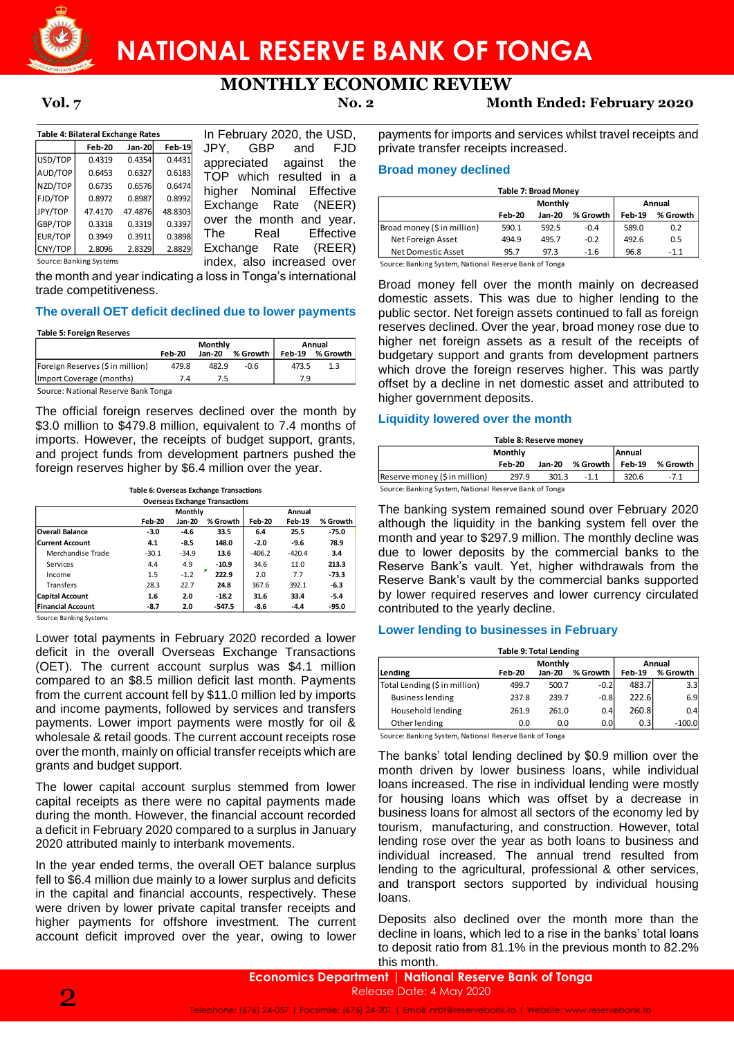**Table 4: Bilateral Exchange Rates**

| | Feb-20 | Jan-20 | Feb-19 |
|---|---|---|---|
| USD/TOP | 0.4319 | 0.4354 | 0.4431 |
| AUD/TOP | 0.6453 | 0.6327 | 0.6183 |
| NZD/TOP | 0.6735 | 0.6576 | 0.6474 |
| FJD/TOP | 0.8972 | 0.8987 | 0.8992 |
| JPY/TOP | 47.4170 | 47.4876 | 48.8303 |
| GBP/TOP | 0.3318 | 0.3319 | 0.3397 |
| EUR/TOP | 0.3949 | 0.3911 | 0.3898 |
| CNY/TOP | 2.8096 | 2.8329 | 2.8829 |

Source: Banking Systems

In February 2020, the USD, JPY, GBP and FJD appreciated against the TOP which resulted in a higher Nominal Effective Exchange Rate (NEER) over the month and year. The Real Effective Exchange Rate (REER) index, also increased over the month and year indicating a loss in Tonga's international trade competitiveness.

## The overall OET deficit declined due to lower payments

**Table 5: Foreign Reserves**

| | Monthly | | | Annual | |
|---|---|---|---|---|---|
| | Feb-20 | Jan-20 | % Growth | Feb-19 | % Growth |
| Foreign Reserves ($ in million) | 479.8 | 482.9 | -0.6 | 473.5 | 1.3 |
| Import Coverage (months) | 7.4 | 7.5 | | 7.9 | |

Source: National Reserve Bank Tonga

The official foreign reserves declined over the month by $3.0 million to $479.8 million, equivalent to 7.4 months of imports. However, the receipts of budget support, grants, and project funds from development partners pushed the foreign reserves higher by $6.4 million over the year.

**Table 6: Overseas Exchange Transactions**

| Overseas Exchange Transactions | Monthly | | | Annual | | |
|---|---|---|---|---|---|---|
| | Feb-20 | Jan-20 | % Growth | Feb-20 | Feb-19 | % Growth |
| **Overall Balance** | **-3.0** | **-4.6** | **33.5** | **6.4** | **25.5** | **-75.0** |
| **Current Account** | **4.1** | **-8.5** | **148.0** | **-2.0** | **-9.6** | **78.9** |
| Merchandise Trade | -30.1 | -34.9 | **13.6** | -406.2 | -420.4 | **3.4** |
| Services | 4.4 | 4.9 | **-10.9** | 34.6 | 11.0 | **213.3** |
| Income | 1.5 | -1.2 | **222.9** | 2.0 | 7.7 | **-73.3** |
| Transfers | 28.3 | 22.7 | **24.8** | 367.6 | 392.1 | **-6.3** |
| **Capital Account** | **1.6** | **2.0** | **-18.2** | **31.6** | **33.4** | **-5.4** |
| **Financial Account** | **-8.7** | **2.0** | **-547.5** | **-8.6** | **-4.4** | **-95.0** |

Source: Banking Systems

Lower total payments in February 2020 recorded a lower deficit in the overall Overseas Exchange Transactions (OET). The current account surplus was $4.1 million compared to an $8.5 million deficit last month. Payments from the current account fell by $11.0 million led by imports and income payments, followed by services and transfers payments. Lower import payments were mostly for oil & wholesale & retail goods. The current account receipts rose over the month, mainly on official transfer receipts which are grants and budget support.

The lower capital account surplus stemmed from lower capital receipts as there were no capital payments made during the month. However, the financial account recorded a deficit in February 2020 compared to a surplus in January 2020 attributed mainly to interbank movements.

In the year ended terms, the overall OET balance surplus fell to $6.4 million due mainly to a lower surplus and deficits in the capital and financial accounts, respectively. These were driven by lower private capital transfer receipts and higher payments for offshore investment. The current account deficit improved over the year, owing to lower payments for imports and services whilst travel receipts and private transfer receipts increased.

## Broad money declined

**Table 7: Broad Money**

| | Monthly | | | Annual | |
|---|---|---|---|---|---|
| | Feb-20 | Jan-20 | % Growth | Feb-19 | % Growth |
| Broad money ($ in million) | 590.1 | 592.5 | -0.4 | 589.0 | 0.2 |
| Net Foreign Asset | 494.9 | 495.7 | -0.2 | 492.6 | 0.5 |
| Net Domestic Asset | 95.7 | 97.3 | -1.6 | 96.8 | -1.1 |

Source: Banking System, National Reserve Bank of Tonga

Broad money fell over the month mainly on decreased domestic assets. This was due to higher lending to the public sector. Net foreign assets continued to fall as foreign reserves declined. Over the year, broad money rose due to higher net foreign assets as a result of the receipts of budgetary support and grants from development partners which drove the foreign reserves higher. This was partly offset by a decline in net domestic asset and attributed to higher government deposits.

## Liquidity lowered over the month

**Table 8: Reserve money**

| | Monthly | | | Annual | |
|---|---|---|---|---|---|
| | Feb-20 | Jan-20 | % Growth | Feb-19 | % Growth |
| Reserve money ($ in million) | 297.9 | 301.3 | -1.1 | 320.6 | -7.1 |

Source: Banking System, National Reserve Bank of Tonga

The banking system remained sound over February 2020 although the liquidity in the banking system fell over the month and year to $297.9 million. The monthly decline was due to lower deposits by the commercial banks to the Reserve Bank's vault. Yet, higher withdrawals from the Reserve Bank's vault by the commercial banks supported by lower required reserves and lower currency circulated contributed to the yearly decline.

## Lower lending to businesses in February

**Table 9: Total Lending**

| Lending | Monthly | | | Annual | |
|---|---|---|---|---|---|
| | Feb-20 | Jan-20 | % Growth | Feb-19 | % Growth |
| Total Lending ($ in million) | 499.7 | 500.7 | -0.2 | 483.7 | 3.3 |
| Business lending | 237.8 | 239.7 | -0.8 | 222.6 | 6.9 |
| Household lending | 261.9 | 261.0 | 0.4 | 260.8 | 0.4 |
| Other lending | 0.0 | 0.0 | 0.0 | 0.3 | -100.0 |

Source: Banking System, National Reserve Bank of Tonga

The banks' total lending declined by $0.9 million over the month driven by lower business loans, while individual loans increased. The rise in individual lending were mostly for housing loans which was offset by a decrease in business loans for almost all sectors of the economy led by tourism, manufacturing, and construction. However, total lending rose over the year as both loans to business and individual increased. The annual trend resulted from lending to the agricultural, professional & other services, and transport sectors supported by individual housing loans.

Deposits also declined over the month more than the decline in loans, which led to a rise in the banks' total loans to deposit ratio from 81.1% in the previous month to 82.2% this month.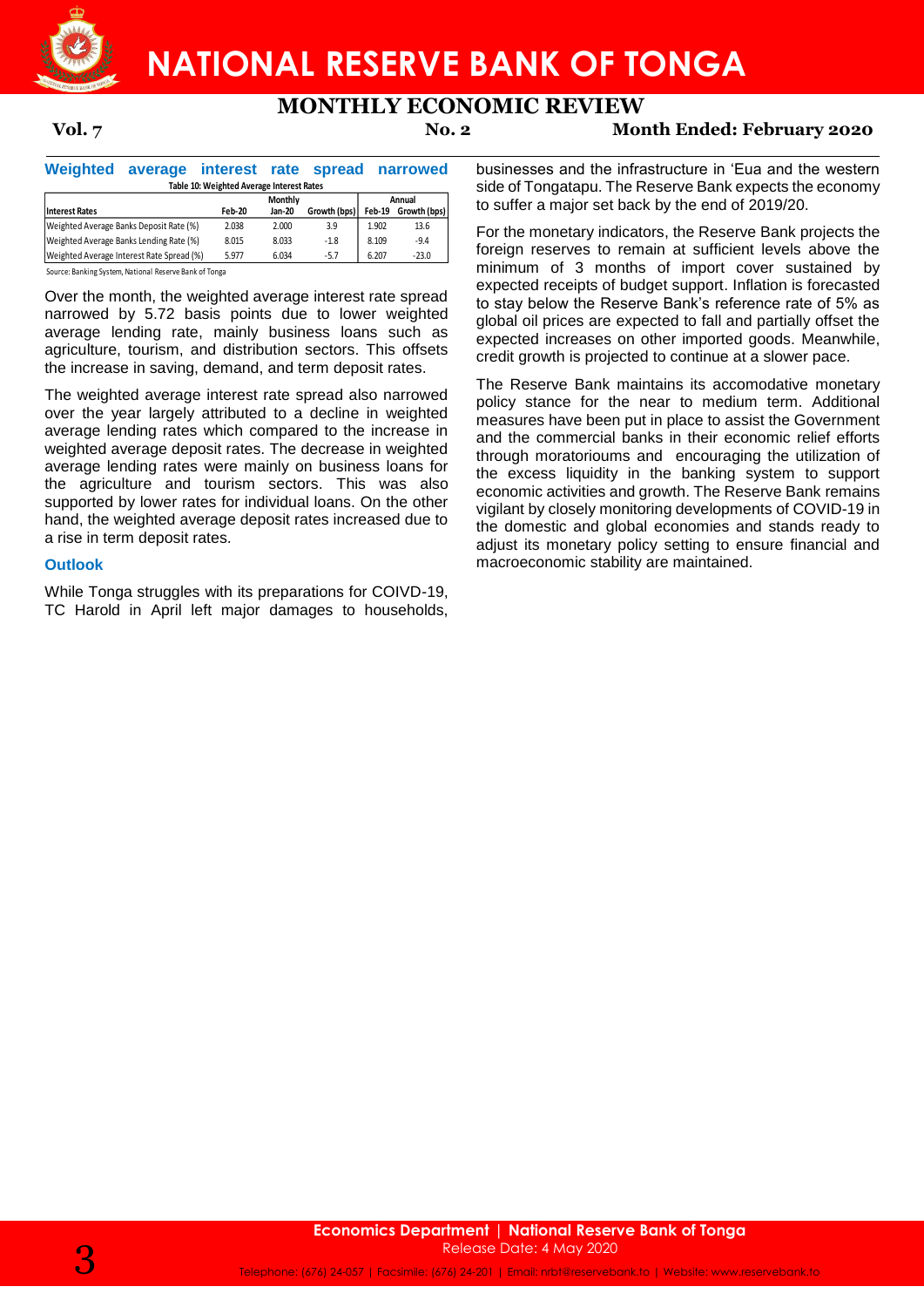## Weighted average interest rate spread narrowed

**Table 10: Weighted Average Interest Rates**

| Interest Rates | Monthly | | | Annual | |
|---|---|---|---|---|---|
| | Feb-20 | Jan-20 | Growth (bps) | Feb-19 | Growth (bps) |
| Weighted Average Banks Deposit Rate (%) | 2.038 | 2.000 | 3.9 | 1.902 | 13.6 |
| Weighted Average Banks Lending Rate (%) | 8.015 | 8.033 | -1.8 | 8.109 | -9.4 |
| Weighted Average Interest Rate Spread (%) | 5.977 | 6.034 | -5.7 | 6.207 | -23.0 |

Source: Banking System, National Reserve Bank of Tonga

Over the month, the weighted average interest rate spread narrowed by 5.72 basis points due to lower weighted average lending rate, mainly business loans such as agriculture, tourism, and distribution sectors. This offsets the increase in saving, demand, and term deposit rates.

The weighted average interest rate spread also narrowed over the year largely attributed to a decline in weighted average lending rates which compared to the increase in weighted average deposit rates. The decrease in weighted average lending rates were mainly on business loans for the agriculture and tourism sectors. This was also supported by lower rates for individual loans. On the other hand, the weighted average deposit rates increased due to a rise in term deposit rates.

### Outlook

While Tonga struggles with its preparations for COIVD-19, TC Harold in April left major damages to households, businesses and the infrastructure in 'Eua and the western side of Tongatapu. The Reserve Bank expects the economy to suffer a major set back by the end of 2019/20.

For the monetary indicators, the Reserve Bank projects the foreign reserves to remain at sufficient levels above the minimum of 3 months of import cover sustained by expected receipts of budget support. Inflation is forecasted to stay below the Reserve Bank's reference rate of 5% as global oil prices are expected to fall and partially offset the expected increases on other imported goods. Meanwhile, credit growth is projected to continue at a slower pace.

The Reserve Bank maintains its accomodative monetary policy stance for the near to medium term. Additional measures have been put in place to assist the Government and the commercial banks in their economic relief efforts through moratorioums and encouraging the utilization of the excess liquidity in the banking system to support economic activities and growth. The Reserve Bank remains vigilant by closely monitoring developments of COVID-19 in the domestic and global economies and stands ready to adjust its monetary policy setting to ensure financial and macroeconomic stability are maintained.

**Economics Department | National Reserve Bank of Tonga**

Release Date: 4 May 2020